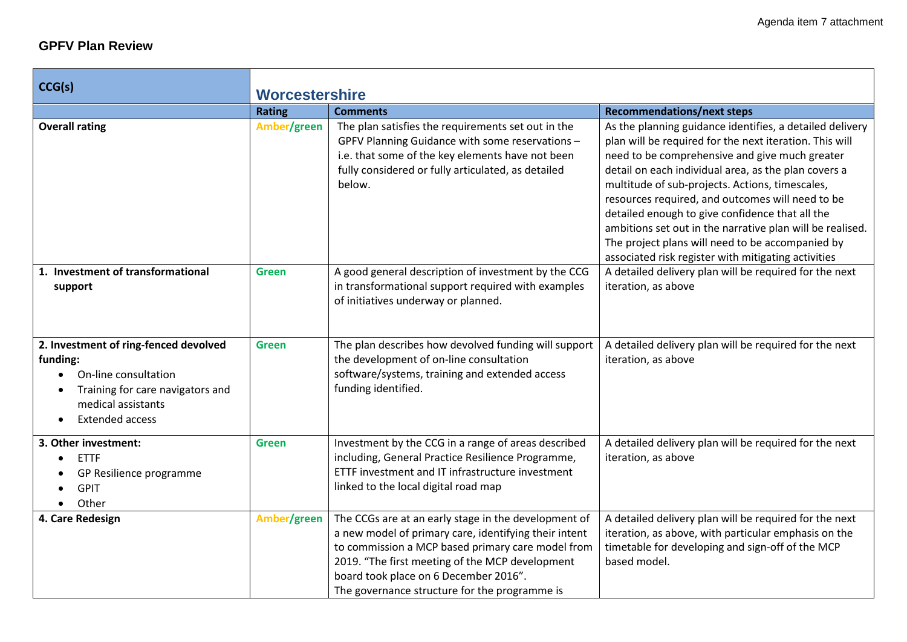## GPFV Plan Review

| CCG(s) | Worcestershire | | |
|---|---|---|---|
| | **Rating** | **Comments** | **Recommendations/next steps** |
| **Overall rating** | Amber/green | The plan satisfies the requirements set out in the GPFV Planning Guidance with some reservations – i.e. that some of the key elements have not been fully considered or fully articulated, as detailed below. | As the planning guidance identifies, a detailed delivery plan will be required for the next iteration. This will need to be comprehensive and give much greater detail on each individual area, as the plan covers a multitude of sub-projects. Actions, timescales, resources required, and outcomes will need to be detailed enough to give confidence that all the ambitions set out in the narrative plan will be realised. The project plans will need to be accompanied by associated risk register with mitigating activities |
| **1. Investment of transformational support** | Green | A good general description of investment by the CCG in transformational support required with examples of initiatives underway or planned. | A detailed delivery plan will be required for the next iteration, as above |
| **2. Investment of ring-fenced devolved funding:** <br> • On-line consultation <br> • Training for care navigators and medical assistants <br> • Extended access | Green | The plan describes how devolved funding will support the development of on-line consultation software/systems, training and extended access funding identified. | A detailed delivery plan will be required for the next iteration, as above |
| **3. Other investment:** <br> • ETTF <br> • GP Resilience programme <br> • GPIT <br> • Other | Green | Investment by the CCG in a range of areas described including, General Practice Resilience Programme, ETTF investment and IT infrastructure investment linked to the local digital road map | A detailed delivery plan will be required for the next iteration, as above |
| **4. Care Redesign** | Amber/green | The CCGs are at an early stage in the development of a new model of primary care, identifying their intent to commission a MCP based primary care model from 2019. "The first meeting of the MCP development board took place on 6 December 2016". <br> The governance structure for the programme is | A detailed delivery plan will be required for the next iteration, as above, with particular emphasis on the timetable for developing and sign-off of the MCP based model. |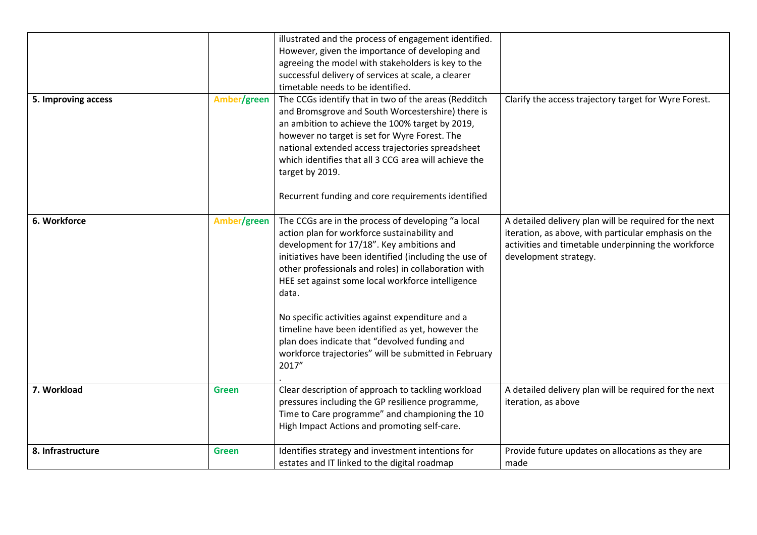| | | | |
|---|---|---|---|
| | | illustrated and the process of engagement identified. However, given the importance of developing and agreeing the model with stakeholders is key to the successful delivery of services at scale, a clearer timetable needs to be identified. | |
| **5. Improving access** | **Amber/green** | The CCGs identify that in two of the areas (Redditch and Bromsgrove and South Worcestershire) there is an ambition to achieve the 100% target by 2019, however no target is set for Wyre Forest. The national extended access trajectories spreadsheet which identifies that all 3 CCG area will achieve the target by 2019.<br><br>Recurrent funding and core requirements identified | Clarify the access trajectory target for Wyre Forest. |
| **6. Workforce** | **Amber/green** | The CCGs are in the process of developing "a local action plan for workforce sustainability and development for 17/18". Key ambitions and initiatives have been identified (including the use of other professionals and roles) in collaboration with HEE set against some local workforce intelligence data.<br><br>No specific activities against expenditure and a timeline have been identified as yet, however the plan does indicate that "devolved funding and workforce trajectories" will be submitted in February 2017"<br>. | A detailed delivery plan will be required for the next iteration, as above, with particular emphasis on the activities and timetable underpinning the workforce development strategy. |
| **7. Workload** | **Green** | Clear description of approach to tackling workload pressures including the GP resilience programme, Time to Care programme" and championing the 10 High Impact Actions and promoting self-care. | A detailed delivery plan will be required for the next iteration, as above |
| **8. Infrastructure** | **Green** | Identifies strategy and investment intentions for estates and IT linked to the digital roadmap | Provide future updates on allocations as they are made |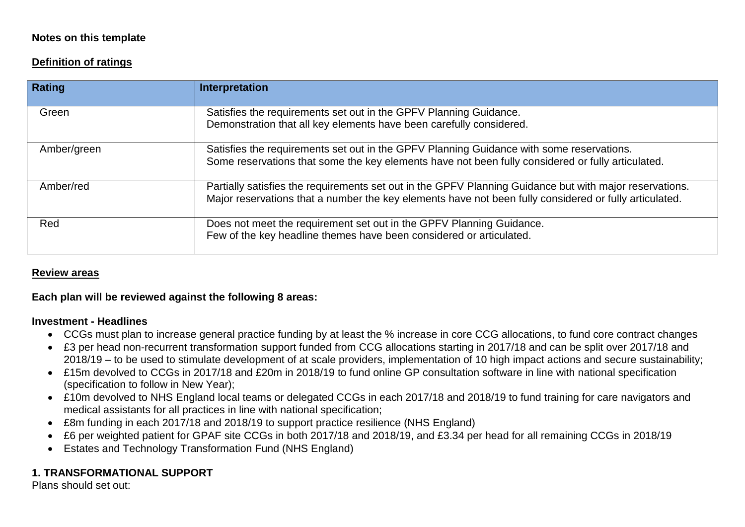**Notes on this template**

**Definition of ratings**

| Rating | Interpretation |
|---|---|
| Green | Satisfies the requirements set out in the GPFV Planning Guidance.<br>Demonstration that all key elements have been carefully considered. |
| Amber/green | Satisfies the requirements set out in the GPFV Planning Guidance with some reservations.<br>Some reservations that some the key elements have not been fully considered or fully articulated. |
| Amber/red | Partially satisfies the requirements set out in the GPFV Planning Guidance but with major reservations.<br>Major reservations that a number the key elements have not been fully considered or fully articulated. |
| Red | Does not meet the requirement set out in the GPFV Planning Guidance.<br>Few of the key headline themes have been considered or articulated. |

**Review areas**

**Each plan will be reviewed against the following 8 areas:**

**Investment - Headlines**

- CCGs must plan to increase general practice funding by at least the % increase in core CCG allocations, to fund core contract changes
- £3 per head non-recurrent transformation support funded from CCG allocations starting in 2017/18 and can be split over 2017/18 and 2018/19 – to be used to stimulate development of at scale providers, implementation of 10 high impact actions and secure sustainability;
- £15m devolved to CCGs in 2017/18 and £20m in 2018/19 to fund online GP consultation software in line with national specification (specification to follow in New Year);
- £10m devolved to NHS England local teams or delegated CCGs in each 2017/18 and 2018/19 to fund training for care navigators and medical assistants for all practices in line with national specification;
- £8m funding in each 2017/18 and 2018/19 to support practice resilience (NHS England)
- £6 per weighted patient for GPAF site CCGs in both 2017/18 and 2018/19, and £3.34 per head for all remaining CCGs in 2018/19
- Estates and Technology Transformation Fund (NHS England)

**1. TRANSFORMATIONAL SUPPORT**

Plans should set out: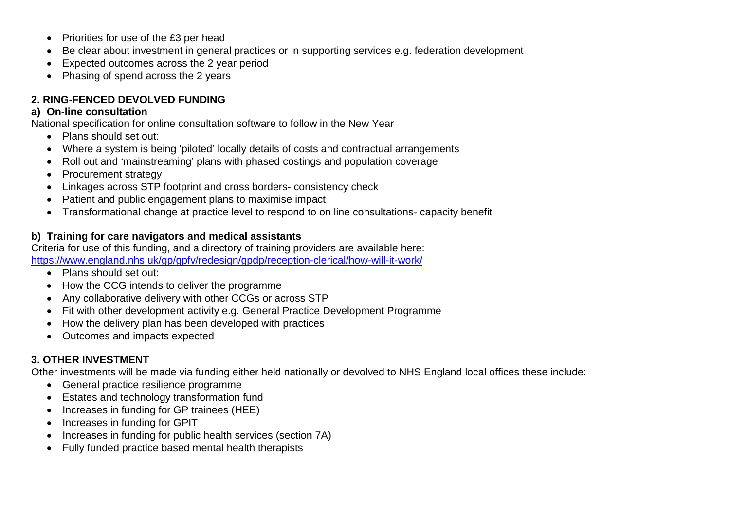- Priorities for use of the £3 per head
- Be clear about investment in general practices or in supporting services e.g. federation development
- Expected outcomes across the 2 year period
- Phasing of spend across the 2 years

## 2. RING-FENCED DEVOLVED FUNDING

### a) On-line consultation

National specification for online consultation software to follow in the New Year

- Plans should set out:
- Where a system is being 'piloted' locally details of costs and contractual arrangements
- Roll out and 'mainstreaming' plans with phased costings and population coverage
- Procurement strategy
- Linkages across STP footprint and cross borders- consistency check
- Patient and public engagement plans to maximise impact
- Transformational change at practice level to respond to on line consultations- capacity benefit

### b) Training for care navigators and medical assistants

Criteria for use of this funding, and a directory of training providers are available here:
https://www.england.nhs.uk/gp/gpfv/redesign/gpdp/reception-clerical/how-will-it-work/

- Plans should set out:
- How the CCG intends to deliver the programme
- Any collaborative delivery with other CCGs or across STP
- Fit with other development activity e.g. General Practice Development Programme
- How the delivery plan has been developed with practices
- Outcomes and impacts expected

## 3. OTHER INVESTMENT

Other investments will be made via funding either held nationally or devolved to NHS England local offices these include:

- General practice resilience programme
- Estates and technology transformation fund
- Increases in funding for GP trainees (HEE)
- Increases in funding for GPIT
- Increases in funding for public health services (section 7A)
- Fully funded practice based mental health therapists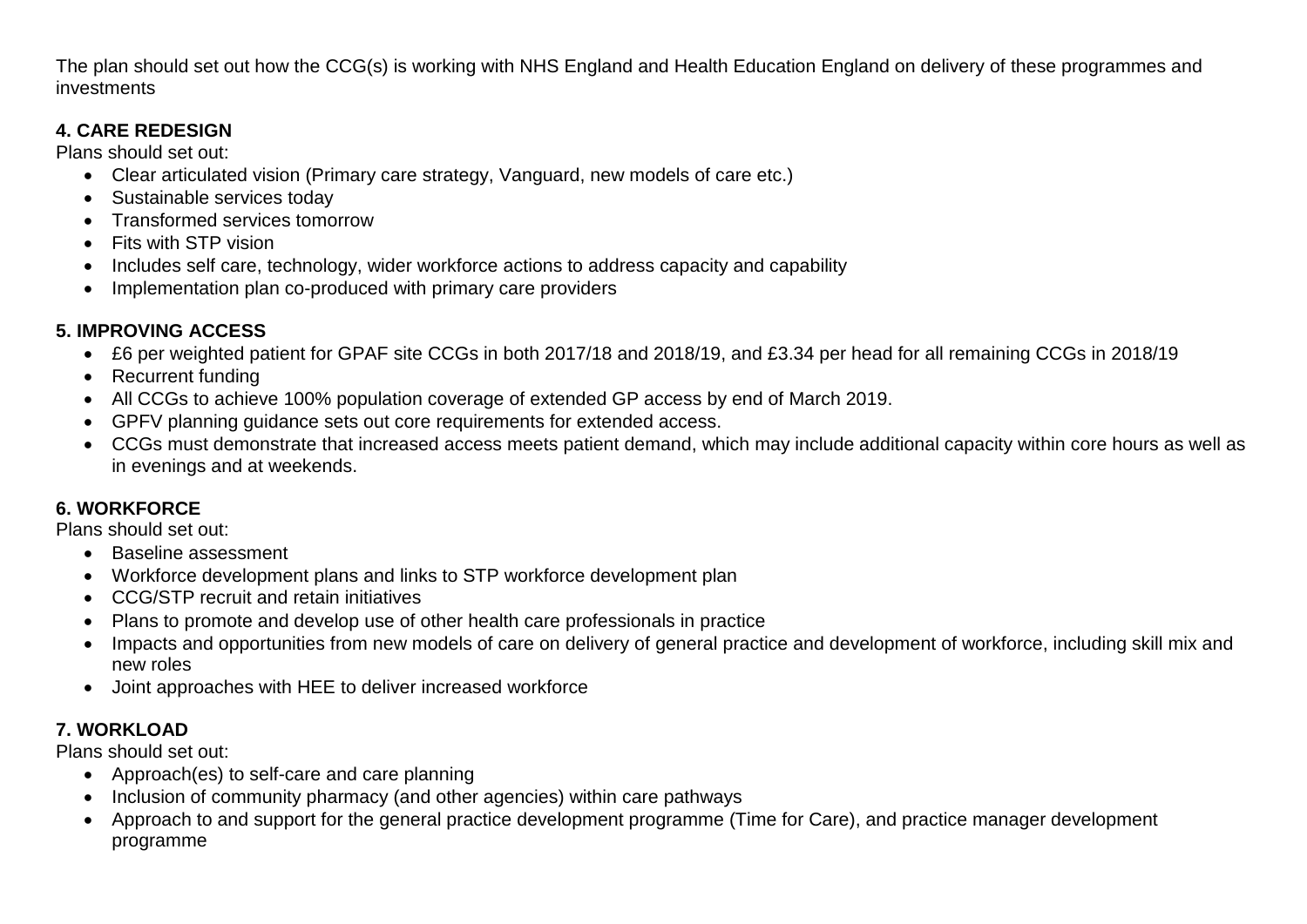The plan should set out how the CCG(s) is working with NHS England and Health Education England on delivery of these programmes and investments

**4. CARE REDESIGN**

Plans should set out:

- Clear articulated vision (Primary care strategy, Vanguard, new models of care etc.)
- Sustainable services today
- Transformed services tomorrow
- Fits with STP vision
- Includes self care, technology, wider workforce actions to address capacity and capability
- Implementation plan co-produced with primary care providers

**5. IMPROVING ACCESS**

- £6 per weighted patient for GPAF site CCGs in both 2017/18 and 2018/19, and £3.34 per head for all remaining CCGs in 2018/19
- Recurrent funding
- All CCGs to achieve 100% population coverage of extended GP access by end of March 2019.
- GPFV planning guidance sets out core requirements for extended access.
- CCGs must demonstrate that increased access meets patient demand, which may include additional capacity within core hours as well as in evenings and at weekends.

**6. WORKFORCE**

Plans should set out:

- Baseline assessment
- Workforce development plans and links to STP workforce development plan
- CCG/STP recruit and retain initiatives
- Plans to promote and develop use of other health care professionals in practice
- Impacts and opportunities from new models of care on delivery of general practice and development of workforce, including skill mix and new roles
- Joint approaches with HEE to deliver increased workforce

**7. WORKLOAD**

Plans should set out:

- Approach(es) to self-care and care planning
- Inclusion of community pharmacy (and other agencies) within care pathways
- Approach to and support for the general practice development programme (Time for Care), and practice manager development programme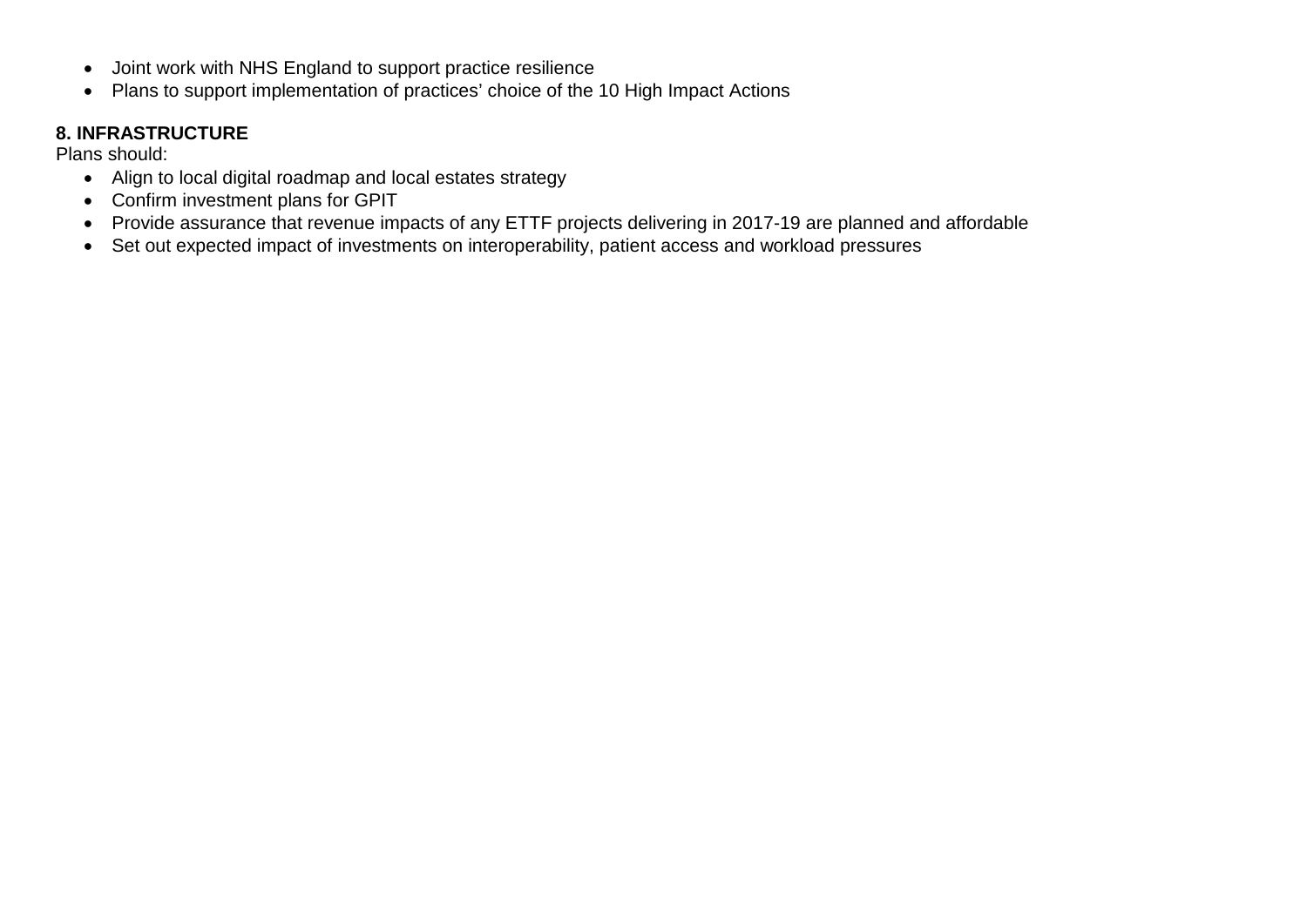- Joint work with NHS England to support practice resilience
- Plans to support implementation of practices' choice of the 10 High Impact Actions

**8. INFRASTRUCTURE**

Plans should:

- Align to local digital roadmap and local estates strategy
- Confirm investment plans for GPIT
- Provide assurance that revenue impacts of any ETTF projects delivering in 2017-19 are planned and affordable
- Set out expected impact of investments on interoperability, patient access and workload pressures